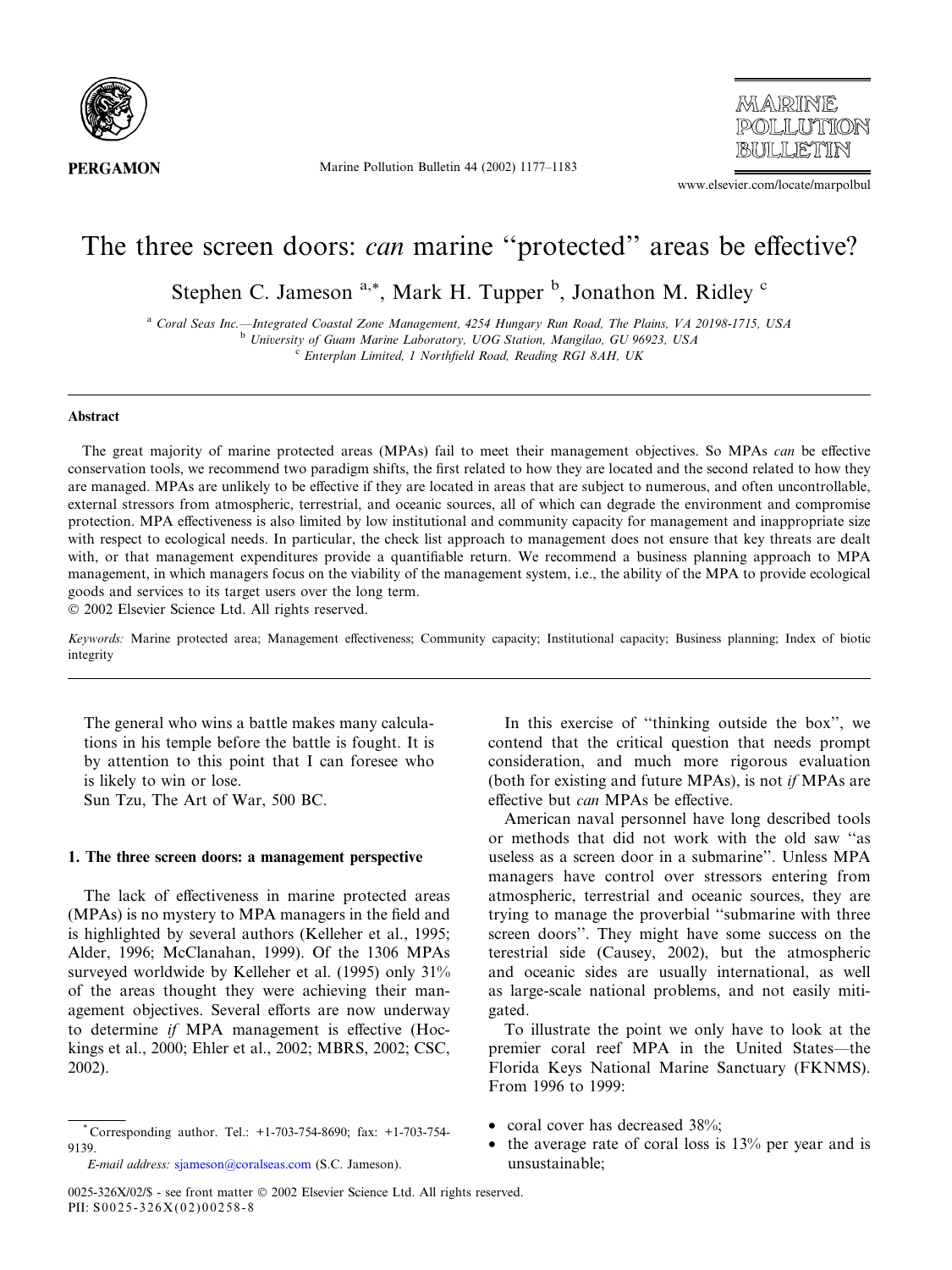# The three screen doors: *can* marine "protected" areas be effective?

Stephen C. Jameson [a,*], Mark H. Tupper [b], Jonathon M. Ridley [c]

[a] Coral Seas Inc.—Integrated Coastal Zone Management, 4254 Hungary Run Road, The Plains, VA 20198-1715, USA
[b] University of Guam Marine Laboratory, UOG Station, Mangilao, GU 96923, USA
[c] Enterplan Limited, 1 Northfield Road, Reading RG1 8AH, UK

## Abstract

The great majority of marine protected areas (MPAs) fail to meet their management objectives. So MPAs *can* be effective conservation tools, we recommend two paradigm shifts, the first related to how they are located and the second related to how they are managed. MPAs are unlikely to be effective if they are located in areas that are subject to numerous, and often uncontrollable, external stressors from atmospheric, terrestrial, and oceanic sources, all of which can degrade the environment and compromise protection. MPA effectiveness is also limited by low institutional and community capacity for management and inappropriate size with respect to ecological needs. In particular, the check list approach to management does not ensure that key threats are dealt with, or that management expenditures provide a quantifiable return. We recommend a business planning approach to MPA management, in which managers focus on the viability of the management system, i.e., the ability of the MPA to provide ecological goods and services to its target users over the long term.
© 2002 Elsevier Science Ltd. All rights reserved.

*Keywords:* Marine protected area; Management effectiveness; Community capacity; Institutional capacity; Business planning; Index of biotic integrity

> The general who wins a battle makes many calculations in his temple before the battle is fought. It is by attention to this point that I can foresee who is likely to win or lose.
> Sun Tzu, The Art of War, 500 BC.

## 1. The three screen doors: a management perspective

The lack of effectiveness in marine protected areas (MPAs) is no mystery to MPA managers in the field and is highlighted by several authors (Kelleher et al., 1995; Alder, 1996; McClanahan, 1999). Of the 1306 MPAs surveyed worldwide by Kelleher et al. (1995) only 31% of the areas thought they were achieving their management objectives. Several efforts are now underway to determine *if* MPA management is effective (Hockings et al., 2000; Ehler et al., 2002; MBRS, 2002; CSC, 2002).

In this exercise of "thinking outside the box", we contend that the critical question that needs prompt consideration, and much more rigorous evaluation (both for existing and future MPAs), is not *if* MPAs are effective but *can* MPAs be effective.

American naval personnel have long described tools or methods that did not work with the old saw "as useless as a screen door in a submarine". Unless MPA managers have control over stressors entering from atmospheric, terrestrial and oceanic sources, they are trying to manage the proverbial "submarine with three screen doors". They might have some success on the terestrial side (Causey, 2002), but the atmospheric and oceanic sides are usually international, as well as large-scale national problems, and not easily mitigated.

To illustrate the point we only have to look at the premier coral reef MPA in the United States—the Florida Keys National Marine Sanctuary (FKNMS). From 1996 to 1999:

- coral cover has decreased 38%;
- the average rate of coral loss is 13% per year and is unsustainable;

---

* Corresponding author. Tel.: +1-703-754-8690; fax: +1-703-754-9139.
*E-mail address:* sjameson@coralseas.com (S.C. Jameson).

0025-326X/02/$ - see front matter © 2002 Elsevier Science Ltd. All rights reserved.
PII: S0025-326X(02)00258-8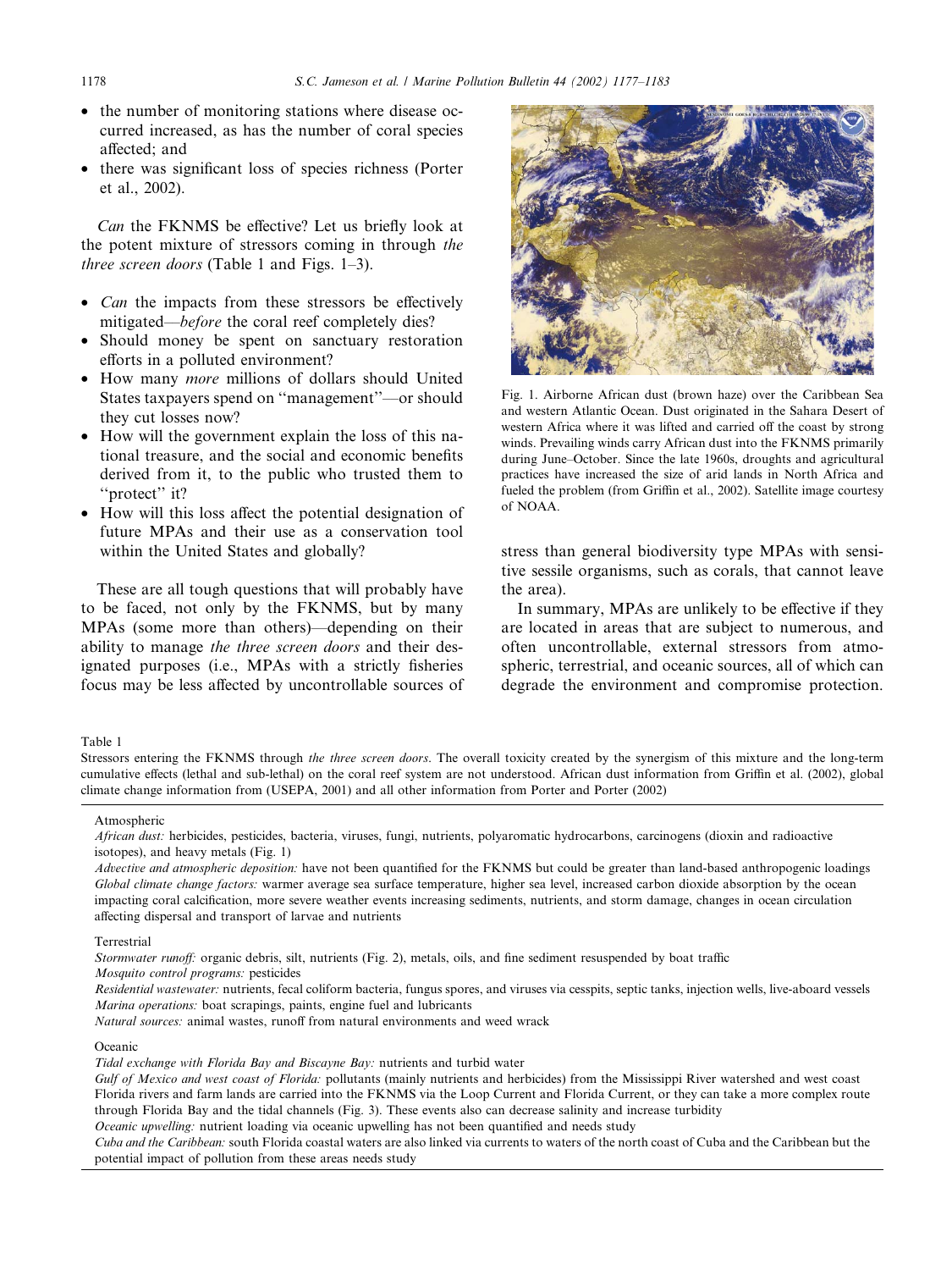- the number of monitoring stations where disease occurred increased, as has the number of coral species affected; and
- there was significant loss of species richness (Porter et al., 2002).

*Can* the FKNMS be effective? Let us briefly look at the potent mixture of stressors coming in through *the three screen doors* (Table 1 and Figs. 1–3).

- *Can* the impacts from these stressors be effectively mitigated—*before* the coral reef completely dies?
- Should money be spent on sanctuary restoration efforts in a polluted environment?
- How many *more* millions of dollars should United States taxpayers spend on "management"—or should they cut losses now?
- How will the government explain the loss of this national treasure, and the social and economic benefits derived from it, to the public who trusted them to "protect" it?
- How will this loss affect the potential designation of future MPAs and their use as a conservation tool within the United States and globally?

These are all tough questions that will probably have to be faced, not only by the FKNMS, but by many MPAs (some more than others)—depending on their ability to manage *the three screen doors* and their designated purposes (i.e., MPAs with a strictly fisheries focus may be less affected by uncontrollable sources of stress than general biodiversity type MPAs with sensitive sessile organisms, such as corals, that cannot leave the area).

Fig. 1. Airborne African dust (brown haze) over the Caribbean Sea and western Atlantic Ocean. Dust originated in the Sahara Desert of western Africa where it was lifted and carried off the coast by strong winds. Prevailing winds carry African dust into the FKNMS primarily during June–October. Since the late 1960s, droughts and agricultural practices have increased the size of arid lands in North Africa and fueled the problem (from Griffin et al., 2002). Satellite image courtesy of NOAA.

In summary, MPAs are unlikely to be effective if they are located in areas that are subject to numerous, and often uncontrollable, external stressors from atmospheric, terrestrial, and oceanic sources, all of which can degrade the environment and compromise protection.

Table 1

Stressors entering the FKNMS through *the three screen doors*. The overall toxicity created by the synergism of this mixture and the long-term cumulative effects (lethal and sub-lethal) on the coral reef system are not understood. African dust information from Griffin et al. (2002), global climate change information from (USEPA, 2001) and all other information from Porter and Porter (2002)

| |
|---|
| Atmospheric |
| *African dust:* herbicides, pesticides, bacteria, viruses, fungi, nutrients, polyaromatic hydrocarbons, carcinogens (dioxin and radioactive isotopes), and heavy metals (Fig. 1) |
| *Advective and atmospheric deposition:* have not been quantified for the FKNMS but could be greater than land-based anthropogenic loadings |
| *Global climate change factors:* warmer average sea surface temperature, higher sea level, increased carbon dioxide absorption by the ocean impacting coral calcification, more severe weather events increasing sediments, nutrients, and storm damage, changes in ocean circulation affecting dispersal and transport of larvae and nutrients |
| Terrestrial |
| *Stormwater runoff:* organic debris, silt, nutrients (Fig. 2), metals, oils, and fine sediment resuspended by boat traffic |
| *Mosquito control programs:* pesticides |
| *Residential wastewater:* nutrients, fecal coliform bacteria, fungus spores, and viruses via cesspits, septic tanks, injection wells, live-aboard vessels |
| *Marina operations:* boat scrapings, paints, engine fuel and lubricants |
| *Natural sources:* animal wastes, runoff from natural environments and weed wrack |
| Oceanic |
| *Tidal exchange with Florida Bay and Biscayne Bay:* nutrients and turbid water |
| *Gulf of Mexico and west coast of Florida:* pollutants (mainly nutrients and herbicides) from the Mississippi River watershed and west coast Florida rivers and farm lands are carried into the FKNMS via the Loop Current and Florida Current, or they can take a more complex route through Florida Bay and the tidal channels (Fig. 3). These events also can decrease salinity and increase turbidity |
| *Oceanic upwelling:* nutrient loading via oceanic upwelling has not been quantified and needs study |
| *Cuba and the Caribbean:* south Florida coastal waters are also linked via currents to waters of the north coast of Cuba and the Caribbean but the potential impact of pollution from these areas needs study |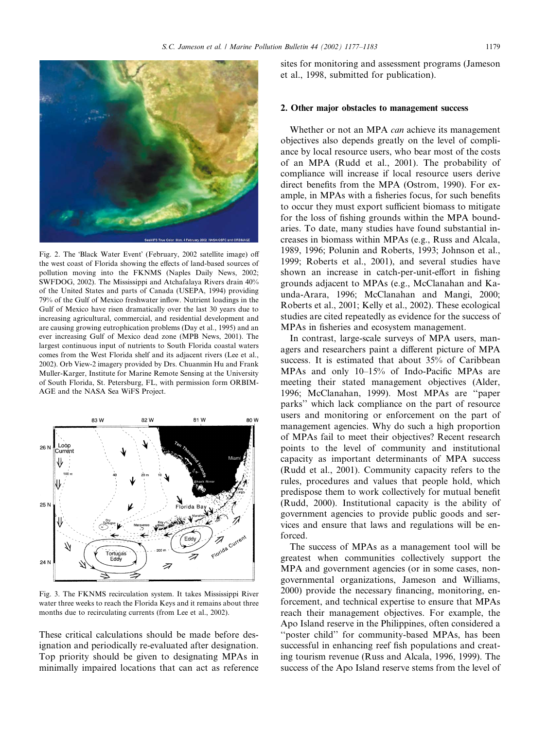Fig. 2. The 'Black Water Event' (February, 2002 satellite image) off the west coast of Florida showing the effects of land-based sources of pollution moving into the FKNMS (Naples Daily News, 2002; SWFDOG, 2002). The Mississippi and Atchafalaya Rivers drain 40% of the United States and parts of Canada (USEPA, 1994) providing 79% of the Gulf of Mexico freshwater inflow. Nutrient loadings in the Gulf of Mexico have risen dramatically over the last 30 years due to increasing agricultural, commercial, and residential development and are causing growing eutrophication problems (Day et al., 1995) and an ever increasing Gulf of Mexico dead zone (MPB News, 2001). The largest continuous input of nutrients to South Florida coastal waters comes from the West Florida shelf and its adjacent rivers (Lee et al., 2002). Orb View-2 imagery provided by Drs. Chuanmin Hu and Frank Muller-Karger, Institute for Marine Remote Sensing at the University of South Florida, St. Petersburg, FL, with permission form ORBIMAGE and the NASA Sea WiFS Project.

Fig. 3. The FKNMS recirculation system. It takes Mississippi River water three weeks to reach the Florida Keys and it remains about three months due to recirculating currents (from Lee et al., 2002).

These critical calculations should be made before designation and periodically re-evaluated after designation. Top priority should be given to designating MPAs in minimally impaired locations that can act as reference sites for monitoring and assessment programs (Jameson et al., 1998, submitted for publication).

## 2. Other major obstacles to management success

Whether or not an MPA *can* achieve its management objectives also depends greatly on the level of compliance by local resource users, who bear most of the costs of an MPA (Rudd et al., 2001). The probability of compliance will increase if local resource users derive direct benefits from the MPA (Ostrom, 1990). For example, in MPAs with a fisheries focus, for such benefits to occur they must export sufficient biomass to mitigate for the loss of fishing grounds within the MPA boundaries. To date, many studies have found substantial increases in biomass within MPAs (e.g., Russ and Alcala, 1989, 1996; Polunin and Roberts, 1993; Johnson et al., 1999; Roberts et al., 2001), and several studies have shown an increase in catch-per-unit-effort in fishing grounds adjacent to MPAs (e.g., McClanahan and Kaunda-Arara, 1996; McClanahan and Mangi, 2000; Roberts et al., 2001; Kelly et al., 2002). These ecological studies are cited repeatedly as evidence for the success of MPAs in fisheries and ecosystem management.

In contrast, large-scale surveys of MPA users, managers and researchers paint a different picture of MPA success. It is estimated that about 35% of Caribbean MPAs and only 10–15% of Indo-Pacific MPAs are meeting their stated management objectives (Alder, 1996; McClanahan, 1999). Most MPAs are "paper parks" which lack compliance on the part of resource users and monitoring or enforcement on the part of management agencies. Why do such a high proportion of MPAs fail to meet their objectives? Recent research points to the level of community and institutional capacity as important determinants of MPA success (Rudd et al., 2001). Community capacity refers to the rules, procedures and values that people hold, which predispose them to work collectively for mutual benefit (Rudd, 2000). Institutional capacity is the ability of government agencies to provide public goods and services and ensure that laws and regulations will be enforced.

The success of MPAs as a management tool will be greatest when communities collectively support the MPA and government agencies (or in some cases, non-governmental organizations, Jameson and Williams, 2000) provide the necessary financing, monitoring, enforcement, and technical expertise to ensure that MPAs reach their management objectives. For example, the Apo Island reserve in the Philippines, often considered a "poster child" for community-based MPAs, has been successful in enhancing reef fish populations and creating tourism revenue (Russ and Alcala, 1996, 1999). The success of the Apo Island reserve stems from the level of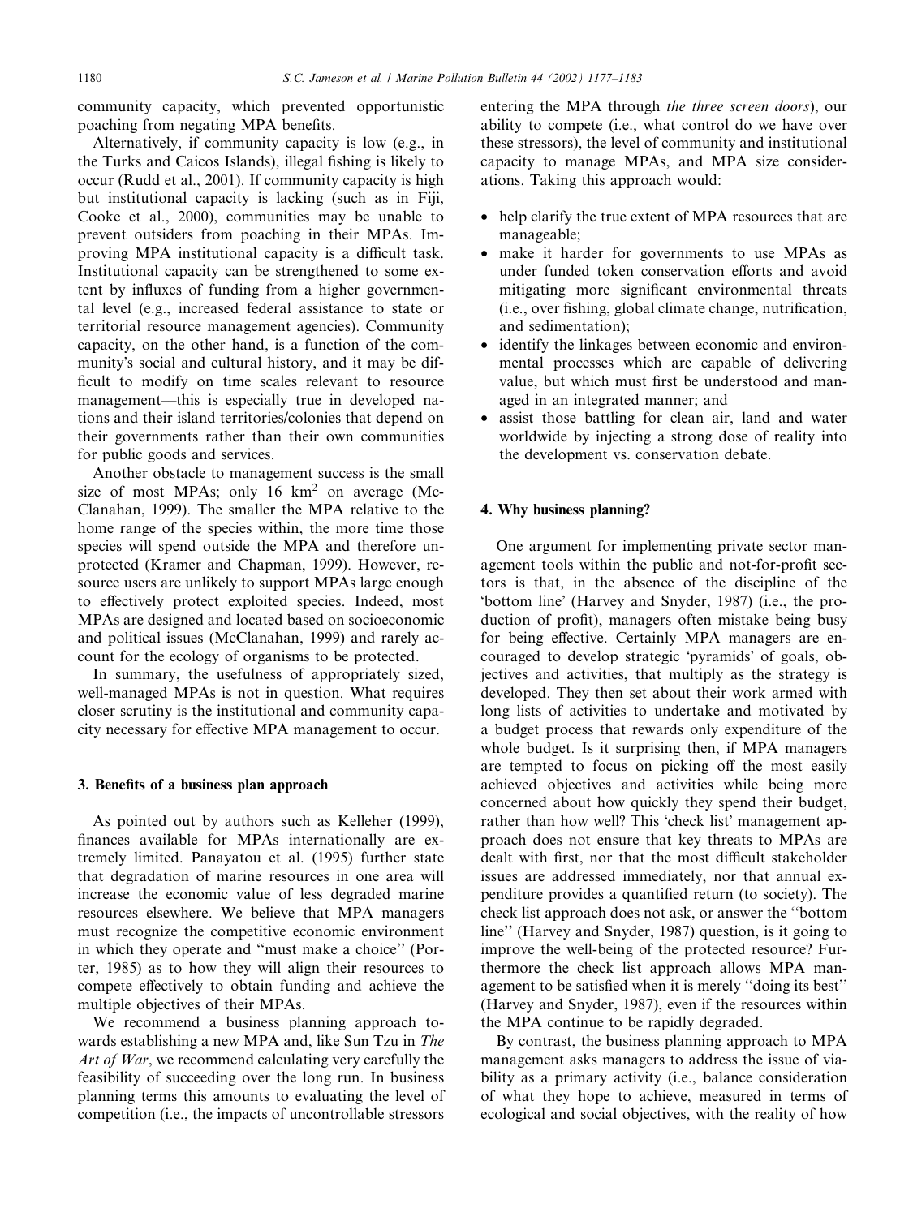community capacity, which prevented opportunistic poaching from negating MPA benefits.

Alternatively, if community capacity is low (e.g., in the Turks and Caicos Islands), illegal fishing is likely to occur (Rudd et al., 2001). If community capacity is high but institutional capacity is lacking (such as in Fiji, Cooke et al., 2000), communities may be unable to prevent outsiders from poaching in their MPAs. Improving MPA institutional capacity is a difficult task. Institutional capacity can be strengthened to some extent by influxes of funding from a higher governmental level (e.g., increased federal assistance to state or territorial resource management agencies). Community capacity, on the other hand, is a function of the community's social and cultural history, and it may be difficult to modify on time scales relevant to resource management—this is especially true in developed nations and their island territories/colonies that depend on their governments rather than their own communities for public goods and services.

Another obstacle to management success is the small size of most MPAs; only 16 $km^2$ on average (McClanahan, 1999). The smaller the MPA relative to the home range of the species within, the more time those species will spend outside the MPA and therefore unprotected (Kramer and Chapman, 1999). However, resource users are unlikely to support MPAs large enough to effectively protect exploited species. Indeed, most MPAs are designed and located based on socioeconomic and political issues (McClanahan, 1999) and rarely account for the ecology of organisms to be protected.

In summary, the usefulness of appropriately sized, well-managed MPAs is not in question. What requires closer scrutiny is the institutional and community capacity necessary for effective MPA management to occur.

## 3. Benefits of a business plan approach

As pointed out by authors such as Kelleher (1999), finances available for MPAs internationally are extremely limited. Panayatou et al. (1995) further state that degradation of marine resources in one area will increase the economic value of less degraded marine resources elsewhere. We believe that MPA managers must recognize the competitive economic environment in which they operate and "must make a choice" (Porter, 1985) as to how they will align their resources to compete effectively to obtain funding and achieve the multiple objectives of their MPAs.

We recommend a business planning approach towards establishing a new MPA and, like Sun Tzu in *The Art of War*, we recommend calculating very carefully the feasibility of succeeding over the long run. In business planning terms this amounts to evaluating the level of competition (i.e., the impacts of uncontrollable stressors entering the MPA through *the three screen doors*), our ability to compete (i.e., what control do we have over these stressors), the level of community and institutional capacity to manage MPAs, and MPA size considerations. Taking this approach would:

- help clarify the true extent of MPA resources that are manageable;
- make it harder for governments to use MPAs as under funded token conservation efforts and avoid mitigating more significant environmental threats (i.e., over fishing, global climate change, nutrification, and sedimentation);
- identify the linkages between economic and environmental processes which are capable of delivering value, but which must first be understood and managed in an integrated manner; and
- assist those battling for clean air, land and water worldwide by injecting a strong dose of reality into the development vs. conservation debate.

## 4. Why business planning?

One argument for implementing private sector management tools within the public and not-for-profit sectors is that, in the absence of the discipline of the 'bottom line' (Harvey and Snyder, 1987) (i.e., the production of profit), managers often mistake being busy for being effective. Certainly MPA managers are encouraged to develop strategic 'pyramids' of goals, objectives and activities, that multiply as the strategy is developed. They then set about their work armed with long lists of activities to undertake and motivated by a budget process that rewards only expenditure of the whole budget. Is it surprising then, if MPA managers are tempted to focus on picking off the most easily achieved objectives and activities while being more concerned about how quickly they spend their budget, rather than how well? This 'check list' management approach does not ensure that key threats to MPAs are dealt with first, nor that the most difficult stakeholder issues are addressed immediately, nor that annual expenditure provides a quantified return (to society). The check list approach does not ask, or answer the "bottom line" (Harvey and Snyder, 1987) question, is it going to improve the well-being of the protected resource? Furthermore the check list approach allows MPA management to be satisfied when it is merely "doing its best" (Harvey and Snyder, 1987), even if the resources within the MPA continue to be rapidly degraded.

By contrast, the business planning approach to MPA management asks managers to address the issue of viability as a primary activity (i.e., balance consideration of what they hope to achieve, measured in terms of ecological and social objectives, with the reality of how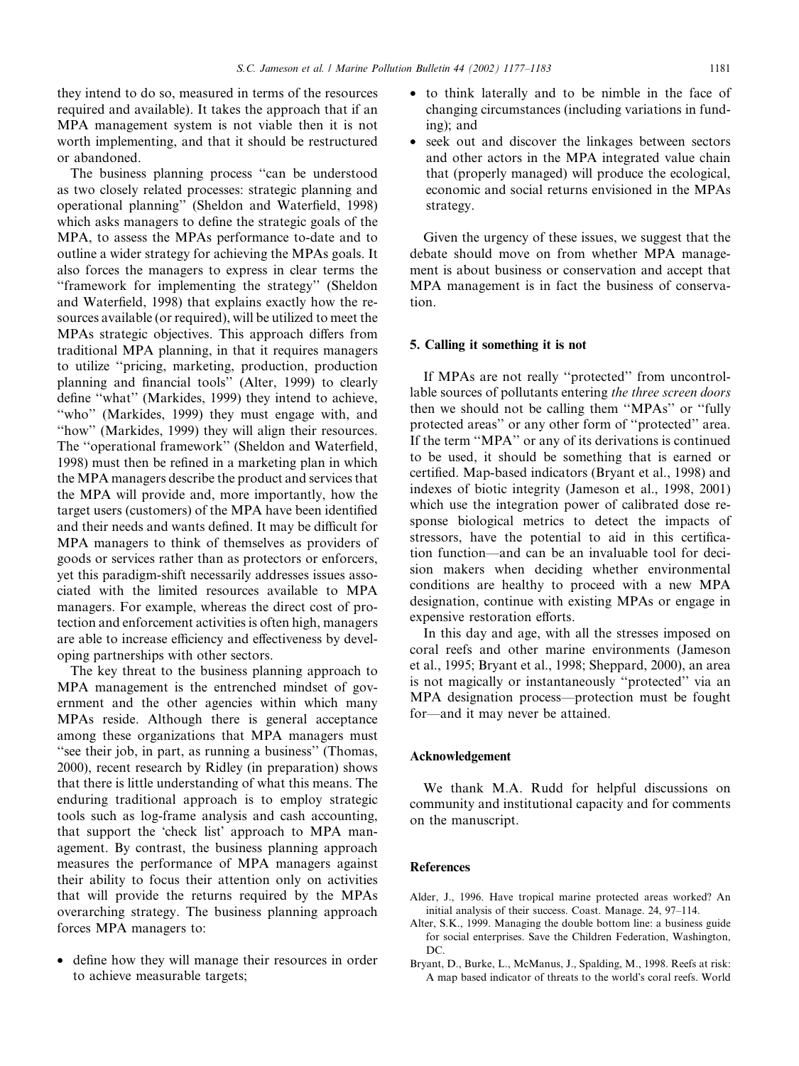they intend to do so, measured in terms of the resources required and available). It takes the approach that if an MPA management system is not viable then it is not worth implementing, and that it should be restructured or abandoned.

The business planning process "can be understood as two closely related processes: strategic planning and operational planning" (Sheldon and Waterfield, 1998) which asks managers to define the strategic goals of the MPA, to assess the MPAs performance to-date and to outline a wider strategy for achieving the MPAs goals. It also forces the managers to express in clear terms the "framework for implementing the strategy" (Sheldon and Waterfield, 1998) that explains exactly how the resources available (or required), will be utilized to meet the MPAs strategic objectives. This approach differs from traditional MPA planning, in that it requires managers to utilize "pricing, marketing, production, production planning and financial tools" (Alter, 1999) to clearly define "what" (Markides, 1999) they intend to achieve, "who" (Markides, 1999) they must engage with, and "how" (Markides, 1999) they will align their resources. The "operational framework" (Sheldon and Waterfield, 1998) must then be refined in a marketing plan in which the MPA managers describe the product and services that the MPA will provide and, more importantly, how the target users (customers) of the MPA have been identified and their needs and wants defined. It may be difficult for MPA managers to think of themselves as providers of goods or services rather than as protectors or enforcers, yet this paradigm-shift necessarily addresses issues associated with the limited resources available to MPA managers. For example, whereas the direct cost of protection and enforcement activities is often high, managers are able to increase efficiency and effectiveness by developing partnerships with other sectors.

The key threat to the business planning approach to MPA management is the entrenched mindset of government and the other agencies within which many MPAs reside. Although there is general acceptance among these organizations that MPA managers must "see their job, in part, as running a business" (Thomas, 2000), recent research by Ridley (in preparation) shows that there is little understanding of what this means. The enduring traditional approach is to employ strategic tools such as log-frame analysis and cash accounting, that support the 'check list' approach to MPA management. By contrast, the business planning approach measures the performance of MPA managers against their ability to focus their attention only on activities that will provide the returns required by the MPAs overarching strategy. The business planning approach forces MPA managers to:

- define how they will manage their resources in order to achieve measurable targets;
- to think laterally and to be nimble in the face of changing circumstances (including variations in funding); and
- seek out and discover the linkages between sectors and other actors in the MPA integrated value chain that (properly managed) will produce the ecological, economic and social returns envisioned in the MPAs strategy.

Given the urgency of these issues, we suggest that the debate should move on from whether MPA management is about business or conservation and accept that MPA management is in fact the business of conservation.

## 5. Calling it something it is not

If MPAs are not really "protected" from uncontrollable sources of pollutants entering *the three screen doors* then we should not be calling them "MPAs" or "fully protected areas" or any other form of "protected" area. If the term "MPA" or any of its derivations is continued to be used, it should be something that is earned or certified. Map-based indicators (Bryant et al., 1998) and indexes of biotic integrity (Jameson et al., 1998, 2001) which use the integration power of calibrated dose response biological metrics to detect the impacts of stressors, have the potential to aid in this certification function—and can be an invaluable tool for decision makers when deciding whether environmental conditions are healthy to proceed with a new MPA designation, continue with existing MPAs or engage in expensive restoration efforts.

In this day and age, with all the stresses imposed on coral reefs and other marine environments (Jameson et al., 1995; Bryant et al., 1998; Sheppard, 2000), an area is not magically or instantaneously "protected" via an MPA designation process—protection must be fought for—and it may never be attained.

## Acknowledgement

We thank M.A. Rudd for helpful discussions on community and institutional capacity and for comments on the manuscript.

## References

Alder, J., 1996. Have tropical marine protected areas worked? An initial analysis of their success. Coast. Manage. 24, 97–114.

Alter, S.K., 1999. Managing the double bottom line: a business guide for social enterprises. Save the Children Federation, Washington, DC.

Bryant, D., Burke, L., McManus, J., Spalding, M., 1998. Reefs at risk: A map based indicator of threats to the world's coral reefs. World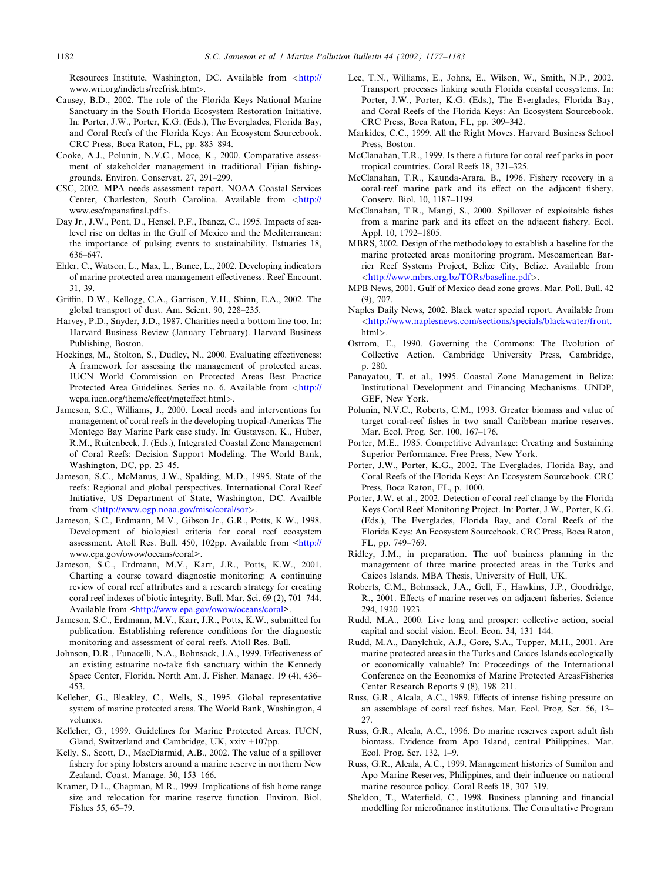Resources Institute, Washington, DC. Available from <http://www.wri.org/indictrs/reefrisk.htm>.

Causey, B.D., 2002. The role of the Florida Keys National Marine Sanctuary in the South Florida Ecosystem Restoration Initiative. In: Porter, J.W., Porter, K.G. (Eds.), The Everglades, Florida Bay, and Coral Reefs of the Florida Keys: An Ecosystem Sourcebook. CRC Press, Boca Raton, FL, pp. 883–894.

Cooke, A.J., Polunin, N.V.C., Moce, K., 2000. Comparative assessment of stakeholder management in traditional Fijian fishing-grounds. Environ. Conservat. 27, 291–299.

CSC, 2002. MPA needs assessment report. NOAA Coastal Services Center, Charleston, South Carolina. Available from <http://www.csc/mpanafinal.pdf>.

Day Jr., J.W., Pont, D., Hensel, P.F., Ibanez, C., 1995. Impacts of sea-level rise on deltas in the Gulf of Mexico and the Mediterranean: the importance of pulsing events to sustainability. Estuaries 18, 636–647.

Ehler, C., Watson, L., Max, L., Bunce, L., 2002. Developing indicators of marine protected area management effectiveness. Reef Encount. 31, 39.

Griffin, D.W., Kellogg, C.A., Garrison, V.H., Shinn, E.A., 2002. The global transport of dust. Am. Scient. 90, 228–235.

Harvey, P.D., Snyder, J.D., 1987. Charities need a bottom line too. In: Harvard Business Review (January–February). Harvard Business Publishing, Boston.

Hockings, M., Stolton, S., Dudley, N., 2000. Evaluating effectiveness: A framework for assessing the management of protected areas. IUCN World Commission on Protected Areas Best Practice Protected Area Guidelines. Series no. 6. Available from <http://wcpa.iucn.org/theme/effect/mgteffect.html>.

Jameson, S.C., Williams, J., 2000. Local needs and interventions for management of coral reefs in the developing tropical-Americas The Montego Bay Marine Park case study. In: Gustavson, K., Huber, R.M., Ruitenbeek, J. (Eds.), Integrated Coastal Zone Management of Coral Reefs: Decision Support Modeling. The World Bank, Washington, DC, pp. 23–45.

Jameson, S.C., McManus, J.W., Spalding, M.D., 1995. State of the reefs: Regional and global perspectives. International Coral Reef Initiative, US Department of State, Washington, DC. Availble from <http://www.ogp.noaa.gov/misc/coral/sor>.

Jameson, S.C., Erdmann, M.V., Gibson Jr., G.R., Potts, K.W., 1998. Development of biological criteria for coral reef ecosystem assessment. Atoll Res. Bull. 450, 102pp. Available from <http://www.epa.gov/owow/oceans/coral>.

Jameson, S.C., Erdmann, M.V., Karr, J.R., Potts, K.W., 2001. Charting a course toward diagnostic monitoring: A continuing review of coral reef attributes and a research strategy for creating coral reef indexes of biotic integrity. Bull. Mar. Sci. 69 (2), 701–744. Available from <http://www.epa.gov/owow/oceans/coral>.

Jameson, S.C., Erdmann, M.V., Karr, J.R., Potts, K.W., submitted for publication. Establishing reference conditions for the diagnostic monitoring and assessment of coral reefs. Atoll Res. Bull.

Johnson, D.R., Funacelli, N.A., Bohnsack, J.A., 1999. Effectiveness of an existing estuarine no-take fish sanctuary within the Kennedy Space Center, Florida. North Am. J. Fisher. Manage. 19 (4), 436–453.

Kelleher, G., Bleakley, C., Wells, S., 1995. Global representative system of marine protected areas. The World Bank, Washington, 4 volumes.

Kelleher, G., 1999. Guidelines for Marine Protected Areas. IUCN, Gland, Switzerland and Cambridge, UK, xxiv +107pp.

Kelly, S., Scott, D., MacDiarmid, A.B., 2002. The value of a spillover fishery for spiny lobsters around a marine reserve in northern New Zealand. Coast. Manage. 30, 153–166.

Kramer, D.L., Chapman, M.R., 1999. Implications of fish home range size and relocation for marine reserve function. Environ. Biol. Fishes 55, 65–79.

Lee, T.N., Williams, E., Johns, E., Wilson, W., Smith, N.P., 2002. Transport processes linking south Florida coastal ecosystems. In: Porter, J.W., Porter, K.G. (Eds.), The Everglades, Florida Bay, and Coral Reefs of the Florida Keys: An Ecosystem Sourcebook. CRC Press, Boca Raton, FL, pp. 309–342.

Markides, C.C., 1999. All the Right Moves. Harvard Business School Press, Boston.

McClanahan, T.R., 1999. Is there a future for coral reef parks in poor tropical countries. Coral Reefs 18, 321–325.

McClanahan, T.R., Kaunda-Arara, B., 1996. Fishery recovery in a coral-reef marine park and its effect on the adjacent fishery. Conserv. Biol. 10, 1187–1199.

McClanahan, T.R., Mangi, S., 2000. Spillover of exploitable fishes from a marine park and its effect on the adjacent fishery. Ecol. Appl. 10, 1792–1805.

MBRS, 2002. Design of the methodology to establish a baseline for the marine protected areas monitoring program. Mesoamerican Barrier Reef Systems Project, Belize City, Belize. Available from <http://www.mbrs.org.bz/TORs/baseline.pdf>.

MPB News, 2001. Gulf of Mexico dead zone grows. Mar. Poll. Bull. 42 (9), 707.

Naples Daily News, 2002. Black water special report. Available from <http://www.naplesnews.com/sections/specials/blackwater/front.html>.

Ostrom, E., 1990. Governing the Commons: The Evolution of Collective Action. Cambridge University Press, Cambridge, p. 280.

Panayatou, T. et al., 1995. Coastal Zone Management in Belize: Institutional Development and Financing Mechanisms. UNDP, GEF, New York.

Polunin, N.V.C., Roberts, C.M., 1993. Greater biomass and value of target coral-reef fishes in two small Caribbean marine reserves. Mar. Ecol. Prog. Ser. 100, 167–176.

Porter, M.E., 1985. Competitive Advantage: Creating and Sustaining Superior Performance. Free Press, New York.

Porter, J.W., Porter, K.G., 2002. The Everglades, Florida Bay, and Coral Reefs of the Florida Keys: An Ecosystem Sourcebook. CRC Press, Boca Raton, FL, p. 1000.

Porter, J.W. et al., 2002. Detection of coral reef change by the Florida Keys Coral Reef Monitoring Project. In: Porter, J.W., Porter, K.G. (Eds.), The Everglades, Florida Bay, and Coral Reefs of the Florida Keys: An Ecosystem Sourcebook. CRC Press, Boca Raton, FL, pp. 749–769.

Ridley, J.M., in preparation. The uof business planning in the management of three marine protected areas in the Turks and Caicos Islands. MBA Thesis, University of Hull, UK.

Roberts, C.M., Bohnsack, J.A., Gell, F., Hawkins, J.P., Goodridge, R., 2001. Effects of marine reserves on adjacent fisheries. Science 294, 1920–1923.

Rudd, M.A., 2000. Live long and prosper: collective action, social capital and social vision. Ecol. Econ. 34, 131–144.

Rudd, M.A., Danylchuk, A.J., Gore, S.A., Tupper, M.H., 2001. Are marine protected areas in the Turks and Caicos Islands ecologically or economically valuable? In: Proceedings of the International Conference on the Economics of Marine Protected AreasFisheries Center Research Reports 9 (8), 198–211.

Russ, G.R., Alcala, A.C., 1989. Effects of intense fishing pressure on an assemblage of coral reef fishes. Mar. Ecol. Prog. Ser. 56, 13–27.

Russ, G.R., Alcala, A.C., 1996. Do marine reserves export adult fish biomass. Evidence from Apo Island, central Philippines. Mar. Ecol. Prog. Ser. 132, 1–9.

Russ, G.R., Alcala, A.C., 1999. Management histories of Sumilon and Apo Marine Reserves, Philippines, and their influence on national marine resource policy. Coral Reefs 18, 307–319.

Sheldon, T., Waterfield, C., 1998. Business planning and financial modelling for microfinance institutions. The Consultative Program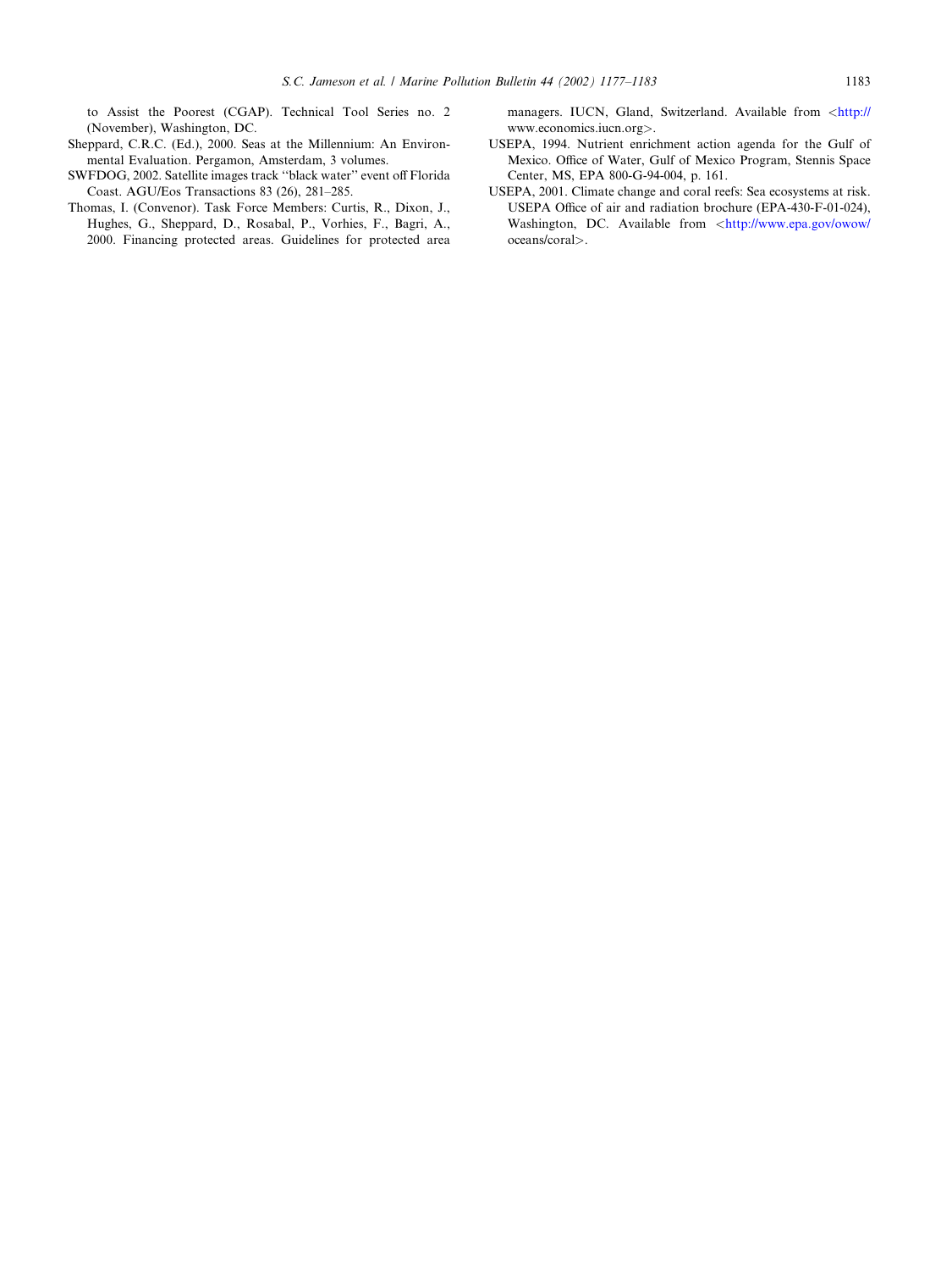to Assist the Poorest (CGAP). Technical Tool Series no. 2 (November), Washington, DC.

Sheppard, C.R.C. (Ed.), 2000. Seas at the Millennium: An Environmental Evaluation. Pergamon, Amsterdam, 3 volumes.

SWFDOG, 2002. Satellite images track ''black water'' event off Florida Coast. AGU/Eos Transactions 83 (26), 281–285.

Thomas, I. (Convenor). Task Force Members: Curtis, R., Dixon, J., Hughes, G., Sheppard, D., Rosabal, P., Vorhies, F., Bagri, A., 2000. Financing protected areas. Guidelines for protected area managers. IUCN, Gland, Switzerland. Available from <http://www.economics.iucn.org>.

USEPA, 1994. Nutrient enrichment action agenda for the Gulf of Mexico. Office of Water, Gulf of Mexico Program, Stennis Space Center, MS, EPA 800-G-94-004, p. 161.

USEPA, 2001. Climate change and coral reefs: Sea ecosystems at risk. USEPA Office of air and radiation brochure (EPA-430-F-01-024), Washington, DC. Available from <http://www.epa.gov/owow/oceans/coral>.